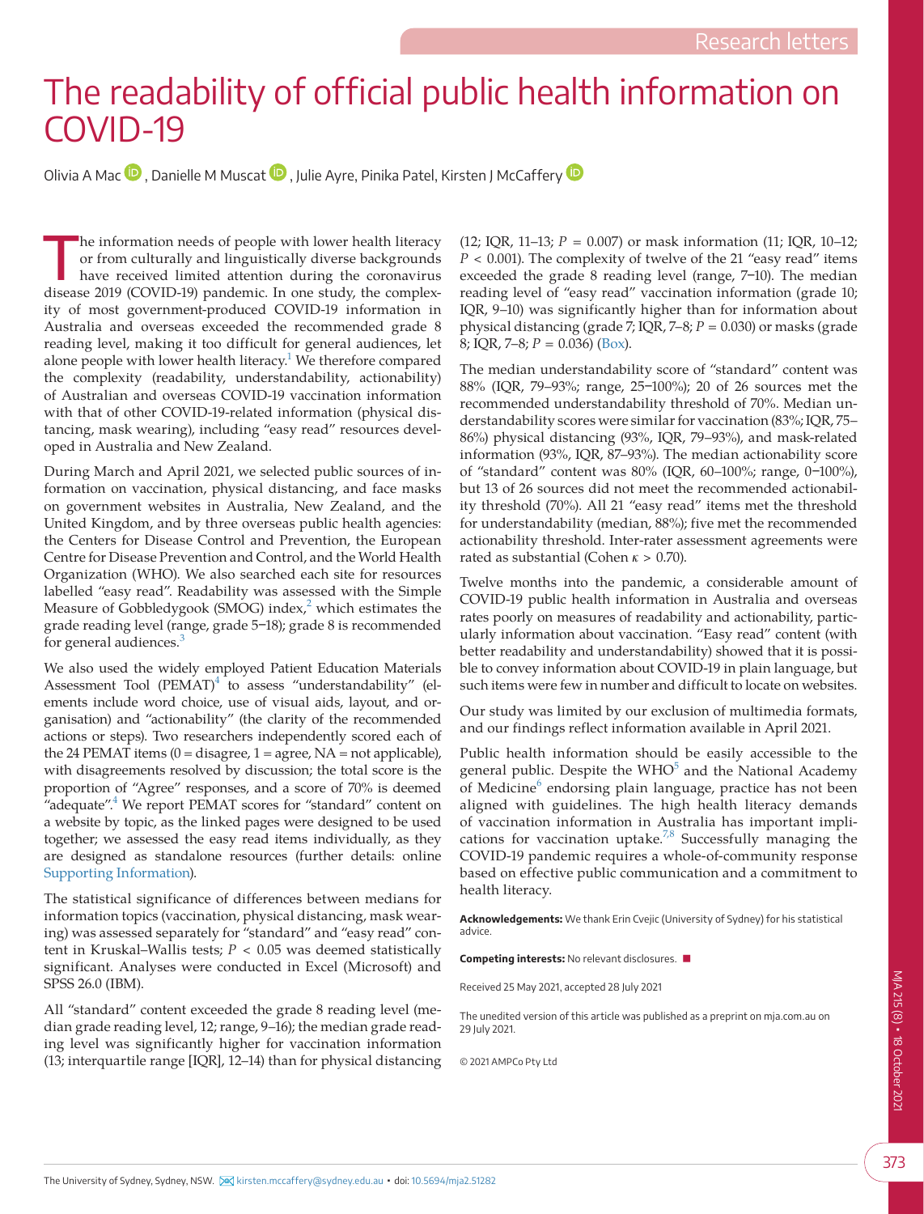# The readability of official public health information on COVID-19

Olivia A Mac, Danielle M Muscat, Julie Ayre, Pinika Patel, Kirsten J McCaffery

The information needs of people with lower health literacy or from culturally and linguistically diverse backgrounds have received limited attention during the coronavirus disease 2019 (COVID-19) pandemic. In one study, the complexity of most government-produced COVID-19 information in Australia and overseas exceeded the recommended grade 8 reading level, making it too difficult for general audiences, let alone people with lower health literacy.[1] We therefore compared the complexity (readability, understandability, actionability) of Australian and overseas COVID-19 vaccination information with that of other COVID-19-related information (physical distancing, mask wearing), including "easy read" resources developed in Australia and New Zealand.

During March and April 2021, we selected public sources of information on vaccination, physical distancing, and face masks on government websites in Australia, New Zealand, and the United Kingdom, and by three overseas public health agencies: the Centers for Disease Control and Prevention, the European Centre for Disease Prevention and Control, and the World Health Organization (WHO). We also searched each site for resources labelled "easy read". Readability was assessed with the Simple Measure of Gobbledygook (SMOG) index,[2] which estimates the grade reading level (range, grade 5–18); grade 8 is recommended for general audiences.[3]

We also used the widely employed Patient Education Materials Assessment Tool (PEMAT)[4] to assess "understandability" (elements include word choice, use of visual aids, layout, and organisation) and "actionability" (the clarity of the recommended actions or steps). Two researchers independently scored each of the 24 PEMAT items (0 = disagree, 1 = agree, NA = not applicable), with disagreements resolved by discussion; the total score is the proportion of "Agree" responses, and a score of 70% is deemed "adequate".[4] We report PEMAT scores for "standard" content on a website by topic, as the linked pages were designed to be used together; we assessed the easy read items individually, as they are designed as standalone resources (further details: online Supporting Information).

The statistical significance of differences between medians for information topics (vaccination, physical distancing, mask wearing) was assessed separately for "standard" and "easy read" content in Kruskal–Wallis tests; $P < 0.05$ was deemed statistically significant. Analyses were conducted in Excel (Microsoft) and SPSS 26.0 (IBM).

All "standard" content exceeded the grade 8 reading level (median grade reading level, 12; range, 9–16); the median grade reading level was significantly higher for vaccination information (13; interquartile range [IQR], 12–14) than for physical distancing (12; IQR, 11–13; $P = 0.007$) or mask information (11; IQR, 10–12; $P < 0.001$). The complexity of twelve of the 21 "easy read" items exceeded the grade 8 reading level (range, 7–10). The median reading level of "easy read" vaccination information (grade 10; IQR, 9–10) was significantly higher than for information about physical distancing (grade 7; IQR, 7–8; $P = 0.030$) or masks (grade 8; IQR, 7–8; $P = 0.036$) (Box).

The median understandability score of "standard" content was 88% (IQR, 79–93%; range, 25–100%); 20 of 26 sources met the recommended understandability threshold of 70%. Median understandability scores were similar for vaccination (83%; IQR, 75–86%) physical distancing (93%, IQR, 79–93%), and mask-related information (93%, IQR, 87–93%). The median actionability score of "standard" content was 80% (IQR, 60–100%; range, 0–100%), but 13 of 26 sources did not meet the recommended actionability threshold (70%). All 21 "easy read" items met the threshold for understandability (median, 88%); five met the recommended actionability threshold. Inter-rater assessment agreements were rated as substantial (Cohen $\kappa > 0.70$).

Twelve months into the pandemic, a considerable amount of COVID-19 public health information in Australia and overseas rates poorly on measures of readability and actionability, particularly information about vaccination. "Easy read" content (with better readability and understandability) showed that it is possible to convey information about COVID-19 in plain language, but such items were few in number and difficult to locate on websites.

Our study was limited by our exclusion of multimedia formats, and our findings reflect information available in April 2021.

Public health information should be easily accessible to the general public. Despite the WHO[5] and the National Academy of Medicine[6] endorsing plain language, practice has not been aligned with guidelines. The high health literacy demands of vaccination information in Australia has important implications for vaccination uptake.[7,8] Successfully managing the COVID-19 pandemic requires a whole-of-community response based on effective public communication and a commitment to health literacy.

**Acknowledgements:** We thank Erin Cvejic (University of Sydney) for his statistical advice.

**Competing interests:** No relevant disclosures.

Received 25 May 2021, accepted 28 July 2021

The unedited version of this article was published as a preprint on mja.com.au on 29 July 2021.

© 2021 AMPCo Pty Ltd

The University of Sydney, Sydney, NSW. kirsten.mccaffery@sydney.edu.au • doi: 10.5694/mja2.51282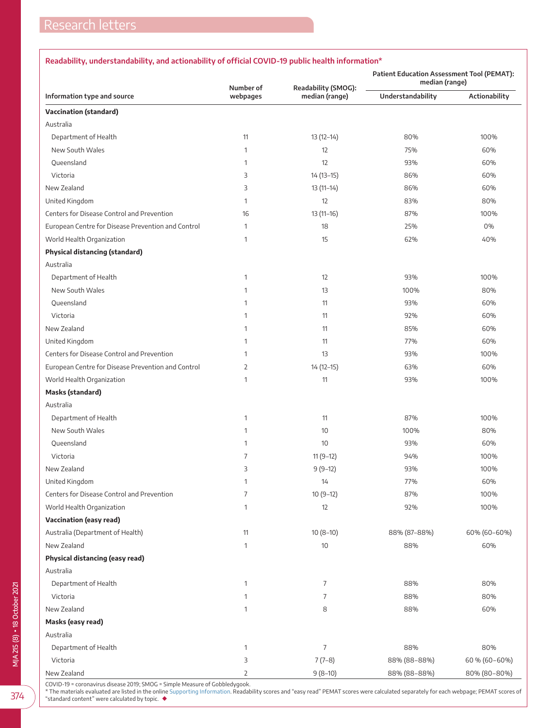**Readability, understandability, and actionability of official COVID-19 public health information***

| Information type and source | Number of webpages | Readability (SMOG): median (range) | Patient Education Assessment Tool (PEMAT): median (range) | |
|---|---|---|---|---|
| | | | Understandability | Actionability |
| **Vaccination (standard)** | | | | |
| Australia | | | | |
| Department of Health | 11 | 13 (12–14) | 80% | 100% |
| New South Wales | 1 | 12 | 75% | 60% |
| Queensland | 1 | 12 | 93% | 60% |
| Victoria | 3 | 14 (13–15) | 86% | 60% |
| New Zealand | 3 | 13 (11–14) | 86% | 60% |
| United Kingdom | 1 | 12 | 83% | 80% |
| Centers for Disease Control and Prevention | 16 | 13 (11–16) | 87% | 100% |
| European Centre for Disease Prevention and Control | 1 | 18 | 25% | 0% |
| World Health Organization | 1 | 15 | 62% | 40% |
| **Physical distancing (standard)** | | | | |
| Australia | | | | |
| Department of Health | 1 | 12 | 93% | 100% |
| New South Wales | 1 | 13 | 100% | 80% |
| Queensland | 1 | 11 | 93% | 60% |
| Victoria | 1 | 11 | 92% | 60% |
| New Zealand | 1 | 11 | 85% | 60% |
| United Kingdom | 1 | 11 | 77% | 60% |
| Centers for Disease Control and Prevention | 1 | 13 | 93% | 100% |
| European Centre for Disease Prevention and Control | 2 | 14 (12–15) | 63% | 60% |
| World Health Organization | 1 | 11 | 93% | 100% |
| **Masks (standard)** | | | | |
| Australia | | | | |
| Department of Health | 1 | 11 | 87% | 100% |
| New South Wales | 1 | 10 | 100% | 80% |
| Queensland | 1 | 10 | 93% | 60% |
| Victoria | 7 | 11 (9–12) | 94% | 100% |
| New Zealand | 3 | 9 (9–12) | 93% | 100% |
| United Kingdom | 1 | 14 | 77% | 60% |
| Centers for Disease Control and Prevention | 7 | 10 (9–12) | 87% | 100% |
| World Health Organization | 1 | 12 | 92% | 100% |
| **Vaccination (easy read)** | | | | |
| Australia (Department of Health) | 11 | 10 (8–10) | 88% (87–88%) | 60% (60–60%) |
| New Zealand | 1 | 10 | 88% | 60% |
| **Physical distancing (easy read)** | | | | |
| Australia | | | | |
| Department of Health | 1 | 7 | 88% | 80% |
| Victoria | 1 | 7 | 88% | 80% |
| New Zealand | 1 | 8 | 88% | 60% |
| **Masks (easy read)** | | | | |
| Australia | | | | |
| Department of Health | 1 | 7 | 88% | 80% |
| Victoria | 3 | 7 (7–8) | 88% (88–88%) | 60 % (60–60%) |
| New Zealand | 2 | 9 (8–10) | 88% (88–88%) | 80% (80–80%) |

COVID-19 = coronavirus disease 2019; SMOG = Simple Measure of Gobbledygook.
* The materials evaluated are listed in the online Supporting Information. Readability scores and "easy read" PEMAT scores were calculated separately for each webpage; PEMAT scores of "standard content" were calculated by topic. ◆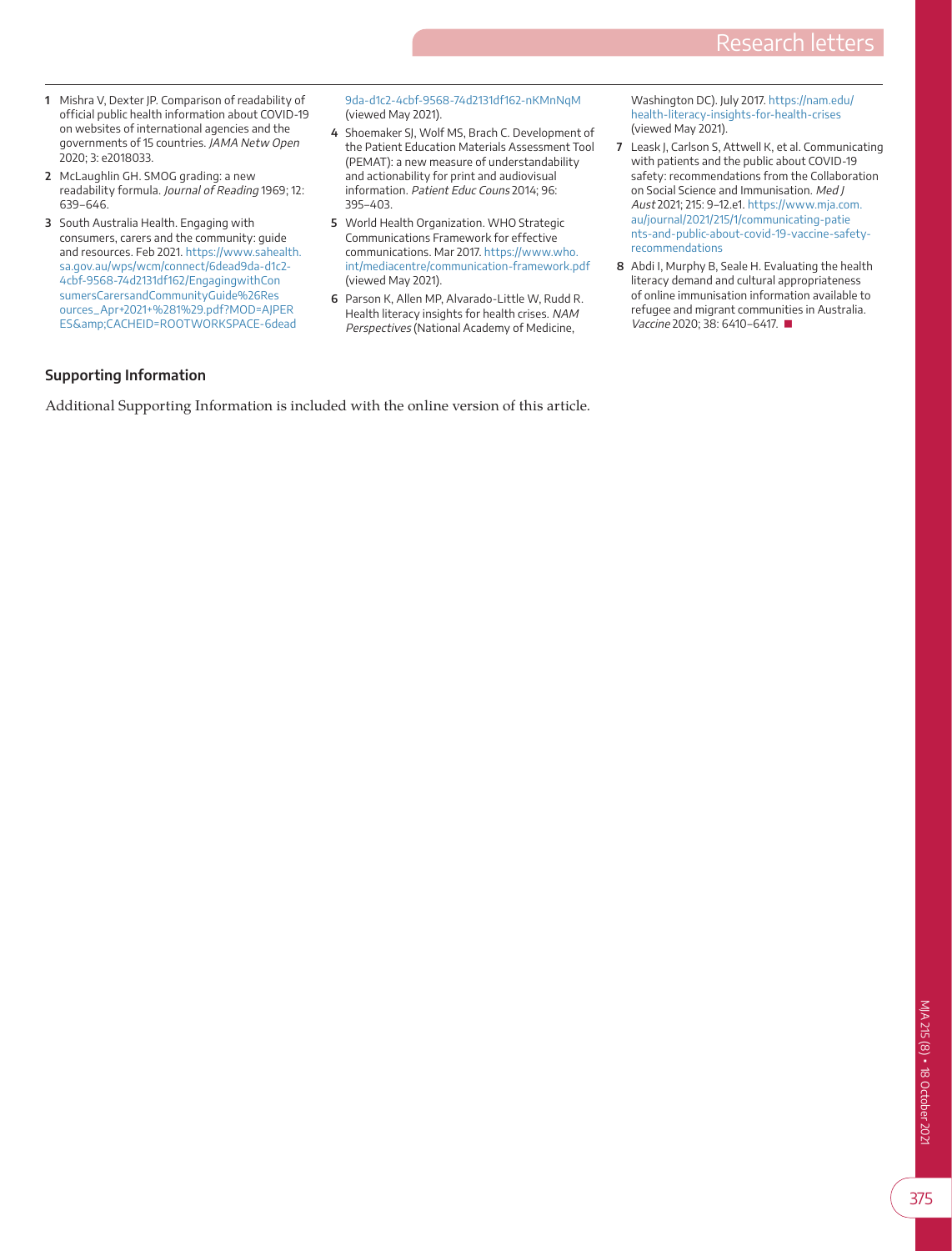1. Mishra V, Dexter JP. Comparison of readability of official public health information about COVID-19 on websites of international agencies and the governments of 15 countries. *JAMA Netw Open* 2020; 3: e2018033.
2. McLaughlin GH. SMOG grading: a new readability formula. *Journal of Reading* 1969; 12: 639–646.
3. South Australia Health. Engaging with consumers, carers and the community: guide and resources. Feb 2021. https://www.sahealth.sa.gov.au/wps/wcm/connect/6dead9da-d1c2-4cbf-9568-74d2131df162/EngagingwithConsumersCarersandCommunityGuide%26Resources_Apr+2021+%281%29.pdf?MOD=AJPERES&amp;CACHEID=ROOTWORKSPACE-6dead9da-d1c2-4cbf-9568-74d2131df162-nKMnNqM (viewed May 2021).
4. Shoemaker SJ, Wolf MS, Brach C. Development of the Patient Education Materials Assessment Tool (PEMAT): a new measure of understandability and actionability for print and audiovisual information. *Patient Educ Couns* 2014; 96: 395–403.
5. World Health Organization. WHO Strategic Communications Framework for effective communications. Mar 2017. https://www.who.int/mediacentre/communication-framework.pdf (viewed May 2021).
6. Parson K, Allen MP, Alvarado-Little W, Rudd R. Health literacy insights for health crises. *NAM Perspectives* (National Academy of Medicine, Washington DC). July 2017. https://nam.edu/health-literacy-insights-for-health-crises (viewed May 2021).
7. Leask J, Carlson S, Attwell K, et al. Communicating with patients and the public about COVID-19 safety: recommendations from the Collaboration on Social Science and Immunisation. *Med J Aust* 2021; 215: 9–12.e1. https://www.mja.com.au/journal/2021/215/1/communicating-patients-and-public-about-covid-19-vaccine-safety-recommendations
8. Abdi I, Murphy B, Seale H. Evaluating the health literacy demand and cultural appropriateness of online immunisation information available to refugee and migrant communities in Australia. *Vaccine* 2020; 38: 6410–6417. ■

## Supporting Information

Additional Supporting Information is included with the online version of this article.